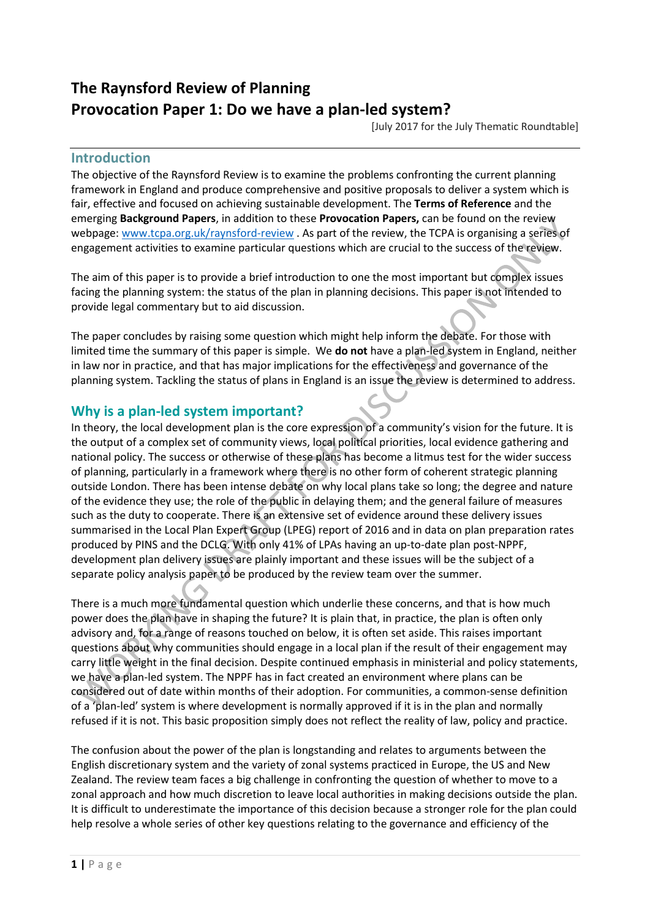# The Raynsford Review of Planning
# Provocation Paper 1: Do we have a plan-led system?

[July 2017 for the July Thematic Roundtable]

## Introduction

The objective of the Raynsford Review is to examine the problems confronting the current planning framework in England and produce comprehensive and positive proposals to deliver a system which is fair, effective and focused on achieving sustainable development. The **Terms of Reference** and the emerging **Background Papers**, in addition to these **Provocation Papers,** can be found on the review webpage: [www.tcpa.org.uk/raynsford-review](www.tcpa.org.uk/raynsford-review) . As part of the review, the TCPA is organising a series of engagement activities to examine particular questions which are crucial to the success of the review.

The aim of this paper is to provide a brief introduction to one the most important but complex issues facing the planning system: the status of the plan in planning decisions. This paper is not intended to provide legal commentary but to aid discussion.

The paper concludes by raising some question which might help inform the debate. For those with limited time the summary of this paper is simple. We **do not** have a plan-led system in England, neither in law nor in practice, and that has major implications for the effectiveness and governance of the planning system. Tackling the status of plans in England is an issue the review is determined to address.

## Why is a plan-led system important?

In theory, the local development plan is the core expression of a community's vision for the future. It is the output of a complex set of community views, local political priorities, local evidence gathering and national policy. The success or otherwise of these plans has become a litmus test for the wider success of planning, particularly in a framework where there is no other form of coherent strategic planning outside London. There has been intense debate on why local plans take so long; the degree and nature of the evidence they use; the role of the public in delaying them; and the general failure of measures such as the duty to cooperate. There is an extensive set of evidence around these delivery issues summarised in the Local Plan Expert Group (LPEG) report of 2016 and in data on plan preparation rates produced by PINS and the DCLG. With only 41% of LPAs having an up-to-date plan post-NPPF, development plan delivery issues are plainly important and these issues will be the subject of a separate policy analysis paper to be produced by the review team over the summer.

There is a much more fundamental question which underlie these concerns, and that is how much power does the plan have in shaping the future? It is plain that, in practice, the plan is often only advisory and, for a range of reasons touched on below, it is often set aside. This raises important questions about why communities should engage in a local plan if the result of their engagement may carry little weight in the final decision. Despite continued emphasis in ministerial and policy statements, we have a plan-led system. The NPPF has in fact created an environment where plans can be considered out of date within months of their adoption. For communities, a common-sense definition of a 'plan-led' system is where development is normally approved if it is in the plan and normally refused if it is not. This basic proposition simply does not reflect the reality of law, policy and practice.

The confusion about the power of the plan is longstanding and relates to arguments between the English discretionary system and the variety of zonal systems practiced in Europe, the US and New Zealand. The review team faces a big challenge in confronting the question of whether to move to a zonal approach and how much discretion to leave local authorities in making decisions outside the plan. It is difficult to underestimate the importance of this decision because a stronger role for the plan could help resolve a whole series of other key questions relating to the governance and efficiency of the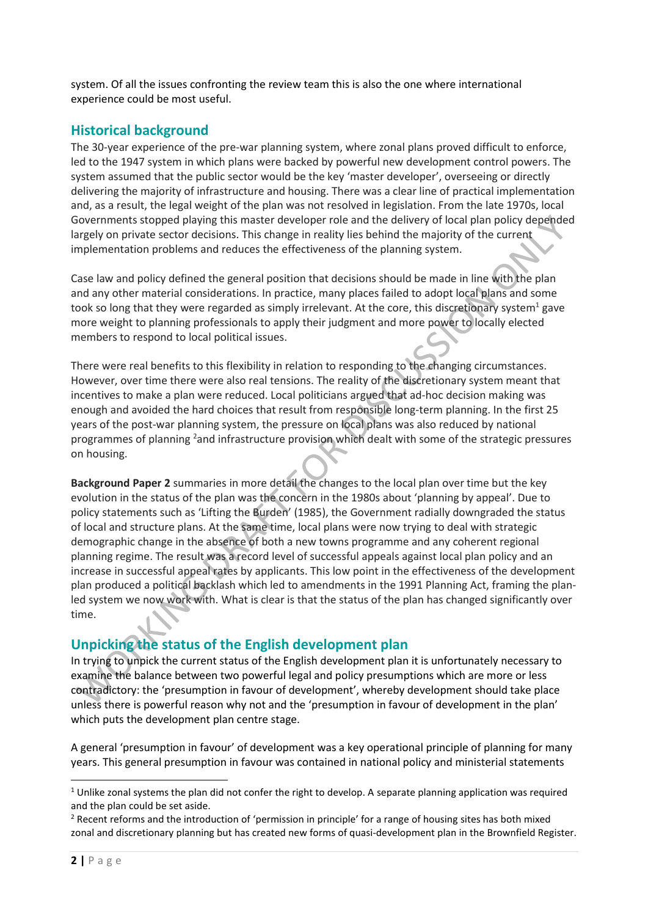system. Of all the issues confronting the review team this is also the one where international experience could be most useful.

## Historical background

The 30-year experience of the pre-war planning system, where zonal plans proved difficult to enforce, led to the 1947 system in which plans were backed by powerful new development control powers. The system assumed that the public sector would be the key 'master developer', overseeing or directly delivering the majority of infrastructure and housing. There was a clear line of practical implementation and, as a result, the legal weight of the plan was not resolved in legislation. From the late 1970s, local Governments stopped playing this master developer role and the delivery of local plan policy depended largely on private sector decisions. This change in reality lies behind the majority of the current implementation problems and reduces the effectiveness of the planning system.

Case law and policy defined the general position that decisions should be made in line with the plan and any other material considerations. In practice, many places failed to adopt local plans and some took so long that they were regarded as simply irrelevant. At the core, this discretionary system[1] gave more weight to planning professionals to apply their judgment and more power to locally elected members to respond to local political issues.

There were real benefits to this flexibility in relation to responding to the changing circumstances. However, over time there were also real tensions. The reality of the discretionary system meant that incentives to make a plan were reduced. Local politicians argued that ad-hoc decision making was enough and avoided the hard choices that result from responsible long-term planning. In the first 25 years of the post-war planning system, the pressure on local plans was also reduced by national programmes of planning [2]and infrastructure provision which dealt with some of the strategic pressures on housing.

**Background Paper 2** summaries in more detail the changes to the local plan over time but the key evolution in the status of the plan was the concern in the 1980s about 'planning by appeal'. Due to policy statements such as 'Lifting the Burden' (1985), the Government radially downgraded the status of local and structure plans. At the same time, local plans were now trying to deal with strategic demographic change in the absence of both a new towns programme and any coherent regional planning regime. The result was a record level of successful appeals against local plan policy and an increase in successful appeal rates by applicants. This low point in the effectiveness of the development plan produced a political backlash which led to amendments in the 1991 Planning Act, framing the plan-led system we now work with. What is clear is that the status of the plan has changed significantly over time.

## Unpicking the status of the English development plan

In trying to unpick the current status of the English development plan it is unfortunately necessary to examine the balance between two powerful legal and policy presumptions which are more or less contradictory: the 'presumption in favour of development', whereby development should take place unless there is powerful reason why not and the 'presumption in favour of development in the plan' which puts the development plan centre stage.

A general 'presumption in favour' of development was a key operational principle of planning for many years. This general presumption in favour was contained in national policy and ministerial statements

---

[1] Unlike zonal systems the plan did not confer the right to develop. A separate planning application was required and the plan could be set aside.

[2] Recent reforms and the introduction of 'permission in principle' for a range of housing sites has both mixed zonal and discretionary planning but has created new forms of quasi-development plan in the Brownfield Register.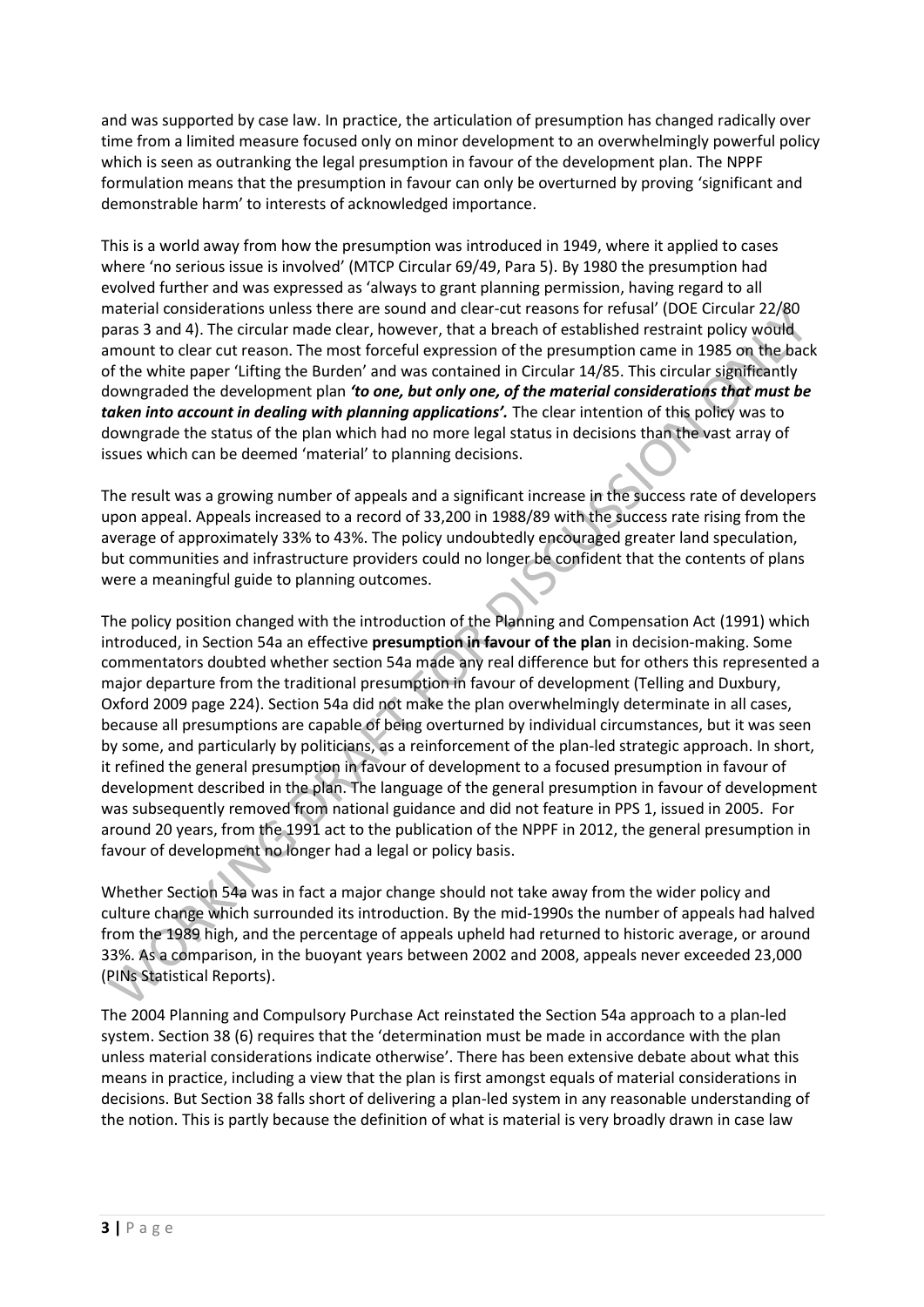and was supported by case law. In practice, the articulation of presumption has changed radically over time from a limited measure focused only on minor development to an overwhelmingly powerful policy which is seen as outranking the legal presumption in favour of the development plan. The NPPF formulation means that the presumption in favour can only be overturned by proving 'significant and demonstrable harm' to interests of acknowledged importance.

This is a world away from how the presumption was introduced in 1949, where it applied to cases where 'no serious issue is involved' (MTCP Circular 69/49, Para 5). By 1980 the presumption had evolved further and was expressed as 'always to grant planning permission, having regard to all material considerations unless there are sound and clear-cut reasons for refusal' (DOE Circular 22/80 paras 3 and 4). The circular made clear, however, that a breach of established restraint policy would amount to clear cut reason. The most forceful expression of the presumption came in 1985 on the back of the white paper 'Lifting the Burden' and was contained in Circular 14/85. This circular significantly downgraded the development plan ***'to one, but only one, of the material considerations that must be taken into account in dealing with planning applications'.*** The clear intention of this policy was to downgrade the status of the plan which had no more legal status in decisions than the vast array of issues which can be deemed 'material' to planning decisions.

The result was a growing number of appeals and a significant increase in the success rate of developers upon appeal. Appeals increased to a record of 33,200 in 1988/89 with the success rate rising from the average of approximately 33% to 43%. The policy undoubtedly encouraged greater land speculation, but communities and infrastructure providers could no longer be confident that the contents of plans were a meaningful guide to planning outcomes.

The policy position changed with the introduction of the Planning and Compensation Act (1991) which introduced, in Section 54a an effective **presumption in favour of the plan** in decision-making. Some commentators doubted whether section 54a made any real difference but for others this represented a major departure from the traditional presumption in favour of development (Telling and Duxbury, Oxford 2009 page 224). Section 54a did not make the plan overwhelmingly determinate in all cases, because all presumptions are capable of being overturned by individual circumstances, but it was seen by some, and particularly by politicians, as a reinforcement of the plan-led strategic approach. In short, it refined the general presumption in favour of development to a focused presumption in favour of development described in the plan. The language of the general presumption in favour of development was subsequently removed from national guidance and did not feature in PPS 1, issued in 2005. For around 20 years, from the 1991 act to the publication of the NPPF in 2012, the general presumption in favour of development no longer had a legal or policy basis.

Whether Section 54a was in fact a major change should not take away from the wider policy and culture change which surrounded its introduction. By the mid-1990s the number of appeals had halved from the 1989 high, and the percentage of appeals upheld had returned to historic average, or around 33%. As a comparison, in the buoyant years between 2002 and 2008, appeals never exceeded 23,000 (PINs Statistical Reports).

The 2004 Planning and Compulsory Purchase Act reinstated the Section 54a approach to a plan-led system. Section 38 (6) requires that the 'determination must be made in accordance with the plan unless material considerations indicate otherwise'. There has been extensive debate about what this means in practice, including a view that the plan is first amongst equals of material considerations in decisions. But Section 38 falls short of delivering a plan-led system in any reasonable understanding of the notion. This is partly because the definition of what is material is very broadly drawn in case law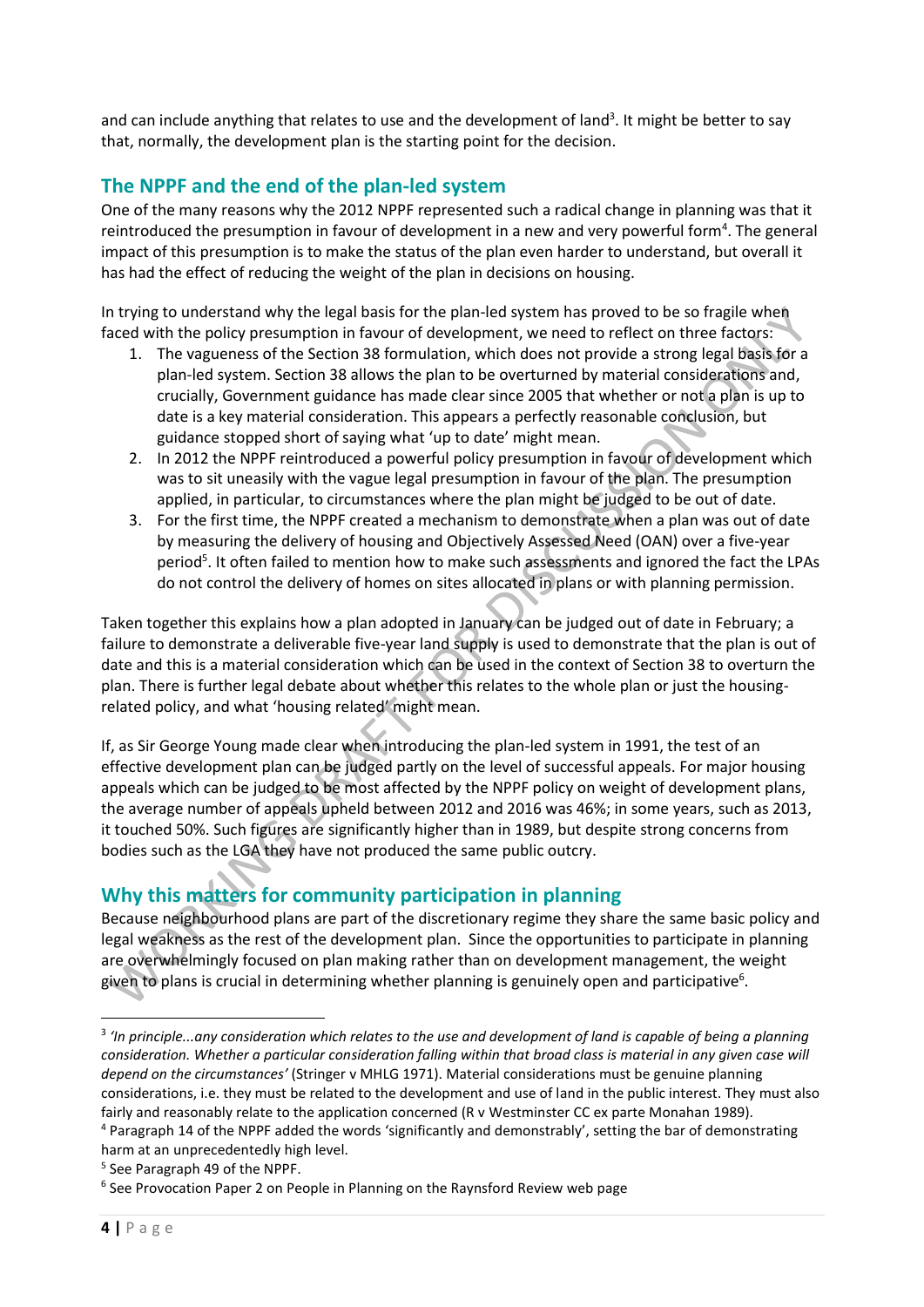and can include anything that relates to use and the development of land[3]. It might be better to say that, normally, the development plan is the starting point for the decision.

## The NPPF and the end of the plan-led system

One of the many reasons why the 2012 NPPF represented such a radical change in planning was that it reintroduced the presumption in favour of development in a new and very powerful form[4]. The general impact of this presumption is to make the status of the plan even harder to understand, but overall it has had the effect of reducing the weight of the plan in decisions on housing.

In trying to understand why the legal basis for the plan-led system has proved to be so fragile when faced with the policy presumption in favour of development, we need to reflect on three factors:

1. The vagueness of the Section 38 formulation, which does not provide a strong legal basis for a plan-led system. Section 38 allows the plan to be overturned by material considerations and, crucially, Government guidance has made clear since 2005 that whether or not a plan is up to date is a key material consideration. This appears a perfectly reasonable conclusion, but guidance stopped short of saying what 'up to date' might mean.
2. In 2012 the NPPF reintroduced a powerful policy presumption in favour of development which was to sit uneasily with the vague legal presumption in favour of the plan. The presumption applied, in particular, to circumstances where the plan might be judged to be out of date.
3. For the first time, the NPPF created a mechanism to demonstrate when a plan was out of date by measuring the delivery of housing and Objectively Assessed Need (OAN) over a five-year period[5]. It often failed to mention how to make such assessments and ignored the fact the LPAs do not control the delivery of homes on sites allocated in plans or with planning permission.

Taken together this explains how a plan adopted in January can be judged out of date in February; a failure to demonstrate a deliverable five-year land supply is used to demonstrate that the plan is out of date and this is a material consideration which can be used in the context of Section 38 to overturn the plan. There is further legal debate about whether this relates to the whole plan or just the housing-related policy, and what 'housing related' might mean.

If, as Sir George Young made clear when introducing the plan-led system in 1991, the test of an effective development plan can be judged partly on the level of successful appeals. For major housing appeals which can be judged to be most affected by the NPPF policy on weight of development plans, the average number of appeals upheld between 2012 and 2016 was 46%; in some years, such as 2013, it touched 50%. Such figures are significantly higher than in 1989, but despite strong concerns from bodies such as the LGA they have not produced the same public outcry.

## Why this matters for community participation in planning

Because neighbourhood plans are part of the discretionary regime they share the same basic policy and legal weakness as the rest of the development plan. Since the opportunities to participate in planning are overwhelmingly focused on plan making rather than on development management, the weight given to plans is crucial in determining whether planning is genuinely open and participative[6].

---

[3] *'In principle...any consideration which relates to the use and development of land is capable of being a planning consideration. Whether a particular consideration falling within that broad class is material in any given case will depend on the circumstances'* (Stringer v MHLG 1971). Material considerations must be genuine planning considerations, i.e. they must be related to the development and use of land in the public interest. They must also fairly and reasonably relate to the application concerned (R v Westminster CC ex parte Monahan 1989).

[4] Paragraph 14 of the NPPF added the words 'significantly and demonstrably', setting the bar of demonstrating harm at an unprecedentedly high level.

[5] See Paragraph 49 of the NPPF.

[6] See Provocation Paper 2 on People in Planning on the Raynsford Review web page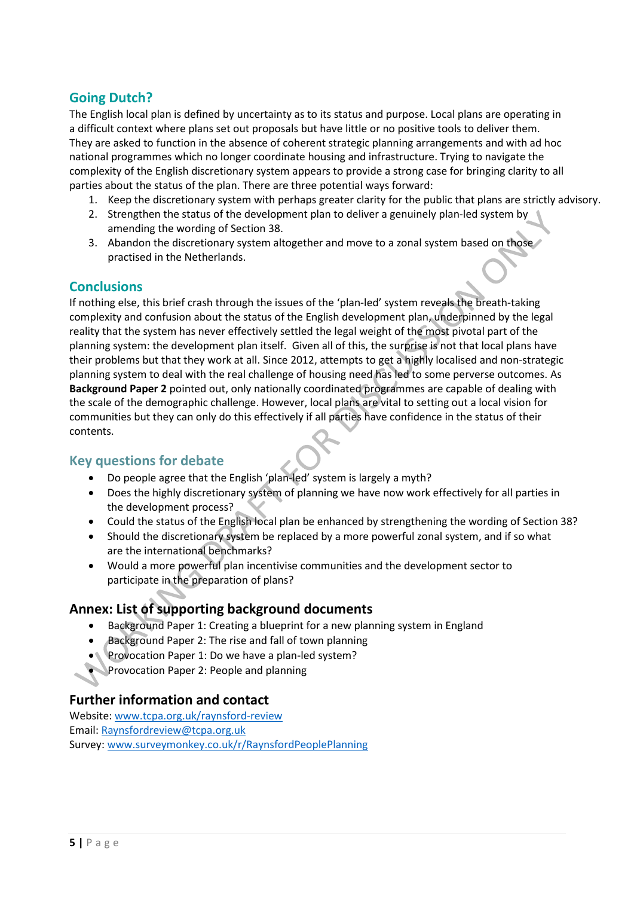## Going Dutch?

The English local plan is defined by uncertainty as to its status and purpose. Local plans are operating in a difficult context where plans set out proposals but have little or no positive tools to deliver them. They are asked to function in the absence of coherent strategic planning arrangements and with ad hoc national programmes which no longer coordinate housing and infrastructure. Trying to navigate the complexity of the English discretionary system appears to provide a strong case for bringing clarity to all parties about the status of the plan. There are three potential ways forward:

1. Keep the discretionary system with perhaps greater clarity for the public that plans are strictly advisory.
2. Strengthen the status of the development plan to deliver a genuinely plan-led system by amending the wording of Section 38.
3. Abandon the discretionary system altogether and move to a zonal system based on those practised in the Netherlands.

## Conclusions

If nothing else, this brief crash through the issues of the 'plan-led' system reveals the breath-taking complexity and confusion about the status of the English development plan, underpinned by the legal reality that the system has never effectively settled the legal weight of the most pivotal part of the planning system: the development plan itself. Given all of this, the surprise is not that local plans have their problems but that they work at all. Since 2012, attempts to get a highly localised and non-strategic planning system to deal with the real challenge of housing need has led to some perverse outcomes. As **Background Paper 2** pointed out, only nationally coordinated programmes are capable of dealing with the scale of the demographic challenge. However, local plans are vital to setting out a local vision for communities but they can only do this effectively if all parties have confidence in the status of their contents.

## Key questions for debate

- Do people agree that the English 'plan-led' system is largely a myth?
- Does the highly discretionary system of planning we have now work effectively for all parties in the development process?
- Could the status of the English local plan be enhanced by strengthening the wording of Section 38?
- Should the discretionary system be replaced by a more powerful zonal system, and if so what are the international benchmarks?
- Would a more powerful plan incentivise communities and the development sector to participate in the preparation of plans?

## Annex: List of supporting background documents

- Background Paper 1: Creating a blueprint for a new planning system in England
- Background Paper 2: The rise and fall of town planning
- Provocation Paper 1: Do we have a plan-led system?
- Provocation Paper 2: People and planning

## Further information and contact

Website: www.tcpa.org.uk/raynsford-review
Email: Raynsfordreview@tcpa.org.uk
Survey: www.surveymonkey.co.uk/r/RaynsfordPeoplePlanning